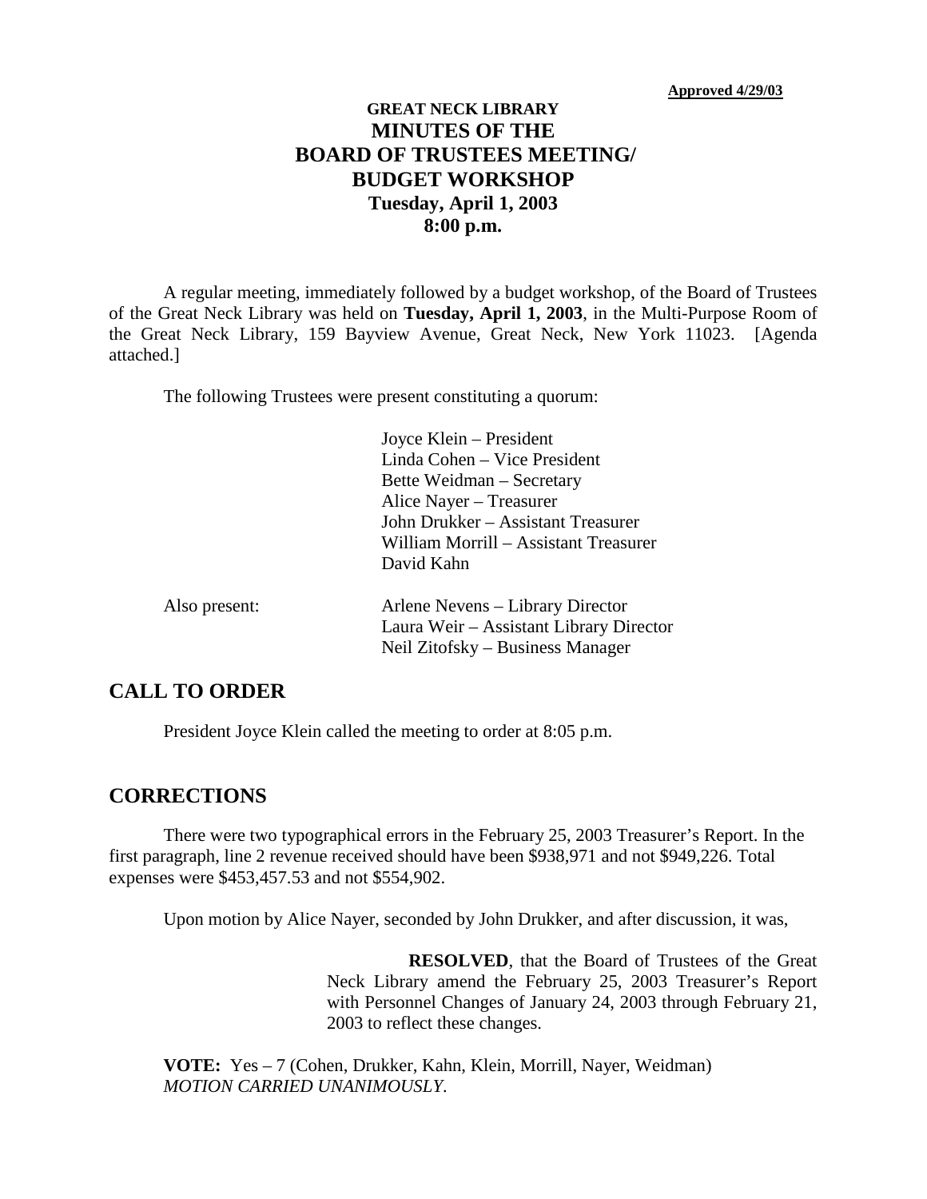**Approved 4/29/03**

# GREAT NECK LIBRARY
# MINUTES OF THE BOARD OF TRUSTEES MEETING/ BUDGET WORKSHOP
## Tuesday, April 1, 2003
## 8:00 p.m.

A regular meeting, immediately followed by a budget workshop, of the Board of Trustees of the Great Neck Library was held on **Tuesday, April 1, 2003**, in the Multi-Purpose Room of the Great Neck Library, 159 Bayview Avenue, Great Neck, New York 11023. [Agenda attached.]

The following Trustees were present constituting a quorum:

Joyce Klein – President
Linda Cohen – Vice President
Bette Weidman – Secretary
Alice Nayer – Treasurer
John Drukker – Assistant Treasurer
William Morrill – Assistant Treasurer
David Kahn

Also present:

Arlene Nevens – Library Director
Laura Weir – Assistant Library Director
Neil Zitofsky – Business Manager

## CALL TO ORDER

President Joyce Klein called the meeting to order at 8:05 p.m.

## CORRECTIONS

There were two typographical errors in the February 25, 2003 Treasurer's Report. In the first paragraph, line 2 revenue received should have been $938,971 and not $949,226. Total expenses were $453,457.53 and not $554,902.

Upon motion by Alice Nayer, seconded by John Drukker, and after discussion, it was,

> **RESOLVED**, that the Board of Trustees of the Great Neck Library amend the February 25, 2003 Treasurer's Report with Personnel Changes of January 24, 2003 through February 21, 2003 to reflect these changes.

**VOTE:** Yes – 7 (Cohen, Drukker, Kahn, Klein, Morrill, Nayer, Weidman)
*MOTION CARRIED UNANIMOUSLY.*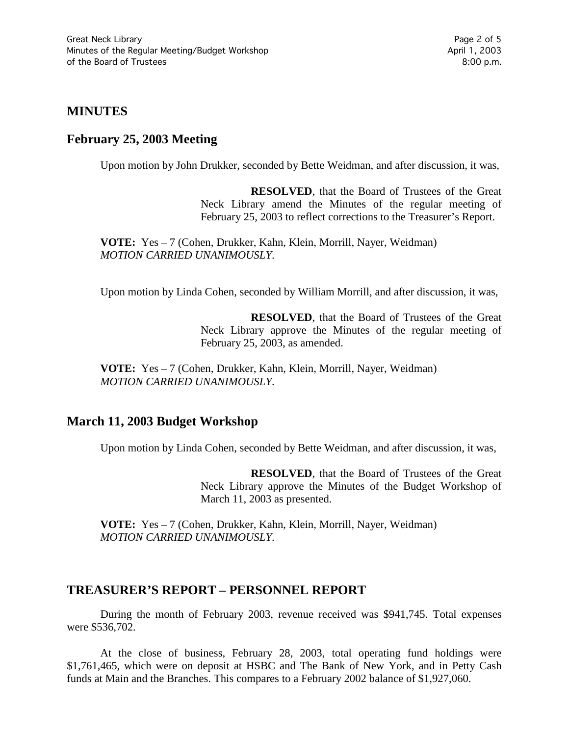## MINUTES

### February 25, 2003 Meeting

Upon motion by John Drukker, seconded by Bette Weidman, and after discussion, it was,

> **RESOLVED**, that the Board of Trustees of the Great Neck Library amend the Minutes of the regular meeting of February 25, 2003 to reflect corrections to the Treasurer's Report.

**VOTE:** Yes – 7 (Cohen, Drukker, Kahn, Klein, Morrill, Nayer, Weidman)
*MOTION CARRIED UNANIMOUSLY.*

Upon motion by Linda Cohen, seconded by William Morrill, and after discussion, it was,

> **RESOLVED**, that the Board of Trustees of the Great Neck Library approve the Minutes of the regular meeting of February 25, 2003, as amended.

**VOTE:** Yes – 7 (Cohen, Drukker, Kahn, Klein, Morrill, Nayer, Weidman)
*MOTION CARRIED UNANIMOUSLY.*

### March 11, 2003 Budget Workshop

Upon motion by Linda Cohen, seconded by Bette Weidman, and after discussion, it was,

> **RESOLVED**, that the Board of Trustees of the Great Neck Library approve the Minutes of the Budget Workshop of March 11, 2003 as presented.

**VOTE:** Yes – 7 (Cohen, Drukker, Kahn, Klein, Morrill, Nayer, Weidman)
*MOTION CARRIED UNANIMOUSLY.*

## TREASURER'S REPORT – PERSONNEL REPORT

During the month of February 2003, revenue received was $941,745. Total expenses were $536,702.

At the close of business, February 28, 2003, total operating fund holdings were $1,761,465, which were on deposit at HSBC and The Bank of New York, and in Petty Cash funds at Main and the Branches. This compares to a February 2002 balance of $1,927,060.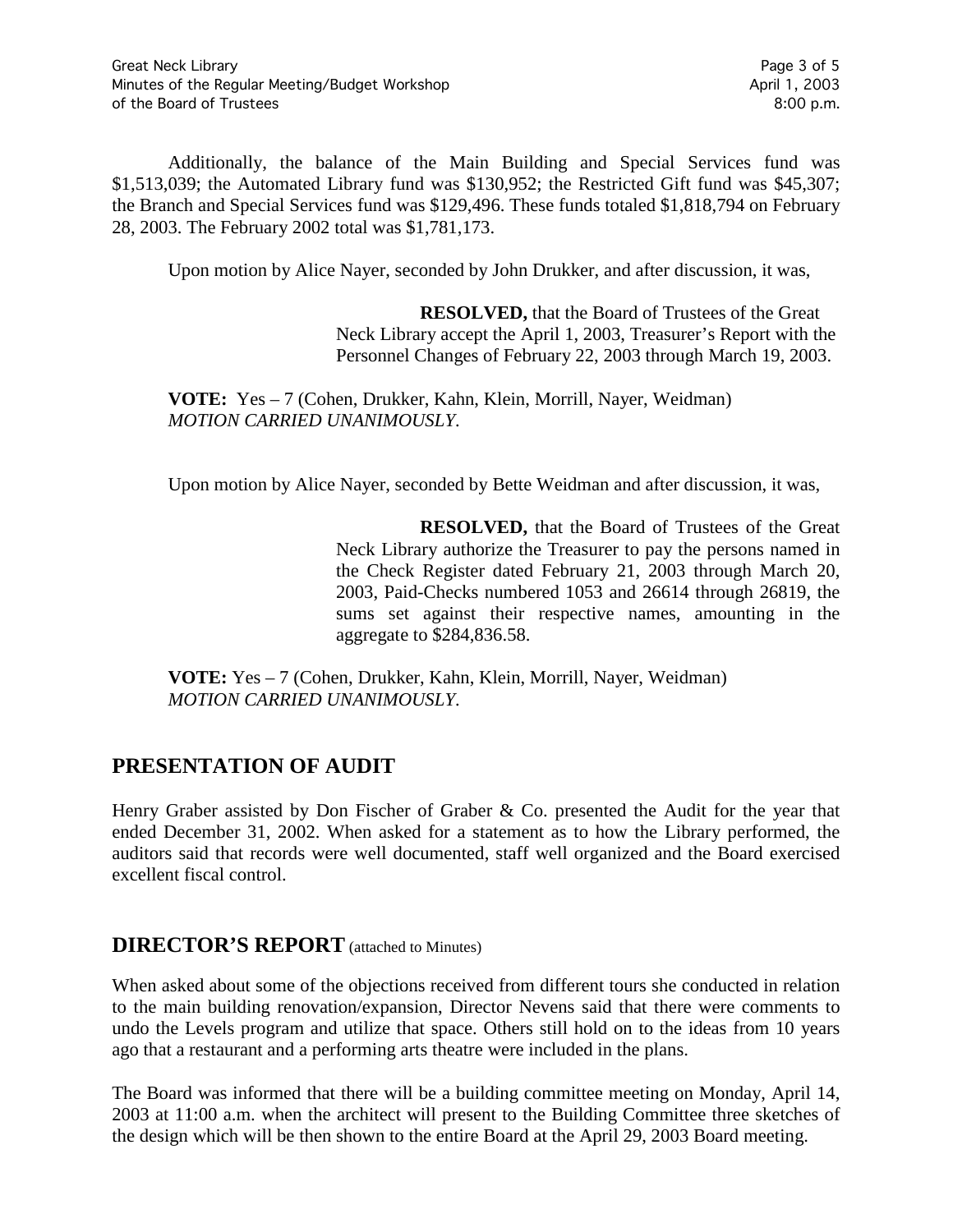Additionally, the balance of the Main Building and Special Services fund was \$1,513,039; the Automated Library fund was \$130,952; the Restricted Gift fund was \$45,307; the Branch and Special Services fund was \$129,496. These funds totaled \$1,818,794 on February 28, 2003. The February 2002 total was \$1,781,173.

Upon motion by Alice Nayer, seconded by John Drukker, and after discussion, it was,

> **RESOLVED,** that the Board of Trustees of the Great Neck Library accept the April 1, 2003, Treasurer's Report with the Personnel Changes of February 22, 2003 through March 19, 2003.

**VOTE:** Yes – 7 (Cohen, Drukker, Kahn, Klein, Morrill, Nayer, Weidman)
*MOTION CARRIED UNANIMOUSLY.*

Upon motion by Alice Nayer, seconded by Bette Weidman and after discussion, it was,

> **RESOLVED,** that the Board of Trustees of the Great Neck Library authorize the Treasurer to pay the persons named in the Check Register dated February 21, 2003 through March 20, 2003, Paid-Checks numbered 1053 and 26614 through 26819, the sums set against their respective names, amounting in the aggregate to \$284,836.58.

**VOTE:** Yes – 7 (Cohen, Drukker, Kahn, Klein, Morrill, Nayer, Weidman)
*MOTION CARRIED UNANIMOUSLY.*

## PRESENTATION OF AUDIT

Henry Graber assisted by Don Fischer of Graber & Co. presented the Audit for the year that ended December 31, 2002. When asked for a statement as to how the Library performed, the auditors said that records were well documented, staff well organized and the Board exercised excellent fiscal control.

## DIRECTOR'S REPORT (attached to Minutes)

When asked about some of the objections received from different tours she conducted in relation to the main building renovation/expansion, Director Nevens said that there were comments to undo the Levels program and utilize that space. Others still hold on to the ideas from 10 years ago that a restaurant and a performing arts theatre were included in the plans.

The Board was informed that there will be a building committee meeting on Monday, April 14, 2003 at 11:00 a.m. when the architect will present to the Building Committee three sketches of the design which will be then shown to the entire Board at the April 29, 2003 Board meeting.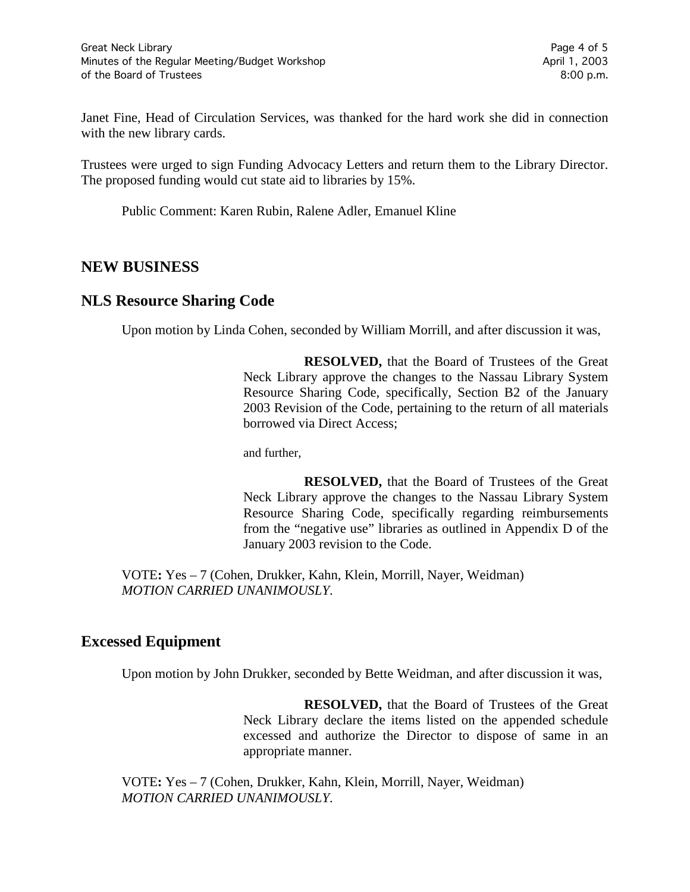Janet Fine, Head of Circulation Services, was thanked for the hard work she did in connection with the new library cards.

Trustees were urged to sign Funding Advocacy Letters and return them to the Library Director. The proposed funding would cut state aid to libraries by 15%.

Public Comment: Karen Rubin, Ralene Adler, Emanuel Kline

## NEW BUSINESS

## NLS Resource Sharing Code

Upon motion by Linda Cohen, seconded by William Morrill, and after discussion it was,

> **RESOLVED,** that the Board of Trustees of the Great Neck Library approve the changes to the Nassau Library System Resource Sharing Code, specifically, Section B2 of the January 2003 Revision of the Code, pertaining to the return of all materials borrowed via Direct Access;
>
> and further,
>
> **RESOLVED,** that the Board of Trustees of the Great Neck Library approve the changes to the Nassau Library System Resource Sharing Code, specifically regarding reimbursements from the "negative use" libraries as outlined in Appendix D of the January 2003 revision to the Code.

VOTE**:** Yes – 7 (Cohen, Drukker, Kahn, Klein, Morrill, Nayer, Weidman)
*MOTION CARRIED UNANIMOUSLY*.

## Excessed Equipment

Upon motion by John Drukker, seconded by Bette Weidman, and after discussion it was,

> **RESOLVED,** that the Board of Trustees of the Great Neck Library declare the items listed on the appended schedule excessed and authorize the Director to dispose of same in an appropriate manner.

VOTE**:** Yes – 7 (Cohen, Drukker, Kahn, Klein, Morrill, Nayer, Weidman)
*MOTION CARRIED UNANIMOUSLY*.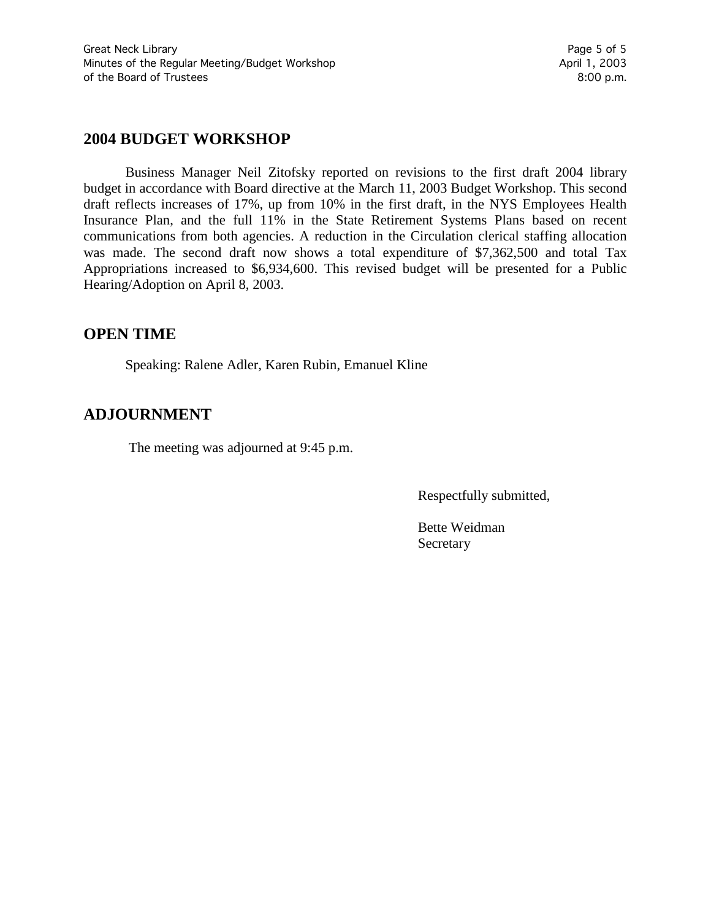## 2004 BUDGET WORKSHOP

Business Manager Neil Zitofsky reported on revisions to the first draft 2004 library budget in accordance with Board directive at the March 11, 2003 Budget Workshop. This second draft reflects increases of 17%, up from 10% in the first draft, in the NYS Employees Health Insurance Plan, and the full 11% in the State Retirement Systems Plans based on recent communications from both agencies. A reduction in the Circulation clerical staffing allocation was made. The second draft now shows a total expenditure of $7,362,500 and total Tax Appropriations increased to $6,934,600. This revised budget will be presented for a Public Hearing/Adoption on April 8, 2003.

## OPEN TIME

Speaking: Ralene Adler, Karen Rubin, Emanuel Kline

## ADJOURNMENT

The meeting was adjourned at 9:45 p.m.

Respectfully submitted,

Bette Weidman
Secretary